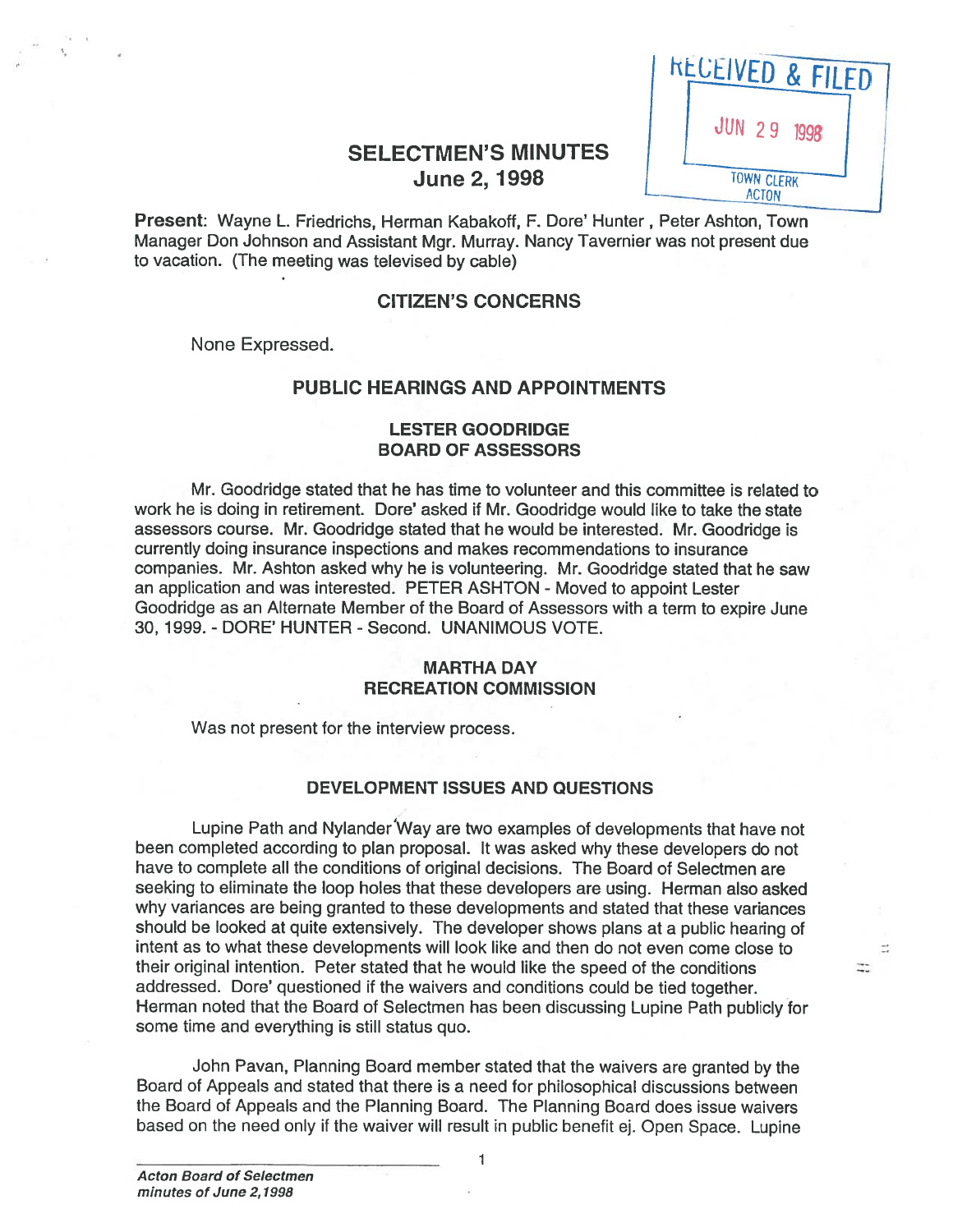RECEIVED & FILED
JUN 29 1998
TOWN CLERK
ACTON

# SELECTMEN'S MINUTES
## June 2, 1998

**Present**: Wayne L. Friedrichs, Herman Kabakoff, F. Dore' Hunter , Peter Ashton, Town Manager Don Johnson and Assistant Mgr. Murray. Nancy Tavernier was not present due to vacation. (The meeting was televised by cable)

## CITIZEN'S CONCERNS

None Expressed.

## PUBLIC HEARINGS AND APPOINTMENTS

### LESTER GOODRIDGE
### BOARD OF ASSESSORS

Mr. Goodridge stated that he has time to volunteer and this committee is related to work he is doing in retirement. Dore' asked if Mr. Goodridge would like to take the state assessors course. Mr. Goodridge stated that he would be interested. Mr. Goodridge is currently doing insurance inspections and makes recommendations to insurance companies. Mr. Ashton asked why he is volunteering. Mr. Goodridge stated that he saw an application and was interested. PETER ASHTON - Moved to appoint Lester Goodridge as an Alternate Member of the Board of Assessors with a term to expire June 30, 1999. - DORE' HUNTER - Second. UNANIMOUS VOTE.

### MARTHA DAY
### RECREATION COMMISSION

Was not present for the interview process.

### DEVELOPMENT ISSUES AND QUESTIONS

Lupine Path and Nylander Way are two examples of developments that have not been completed according to plan proposal. It was asked why these developers do not have to complete all the conditions of original decisions. The Board of Selectmen are seeking to eliminate the loop holes that these developers are using. Herman also asked why variances are being granted to these developments and stated that these variances should be looked at quite extensively. The developer shows plans at a public hearing of intent as to what these developments will look like and then do not even come close to their original intention. Peter stated that he would like the speed of the conditions addressed. Dore' questioned if the waivers and conditions could be tied together. Herman noted that the Board of Selectmen has been discussing Lupine Path publicly for some time and everything is still status quo.

John Pavan, Planning Board member stated that the waivers are granted by the Board of Appeals and stated that there is a need for philosophical discussions between the Board of Appeals and the Planning Board. The Planning Board does issue waivers based on the need only if the waiver will result in public benefit ej. Open Space. Lupine

*Acton Board of Selectmen minutes of June 2,1998*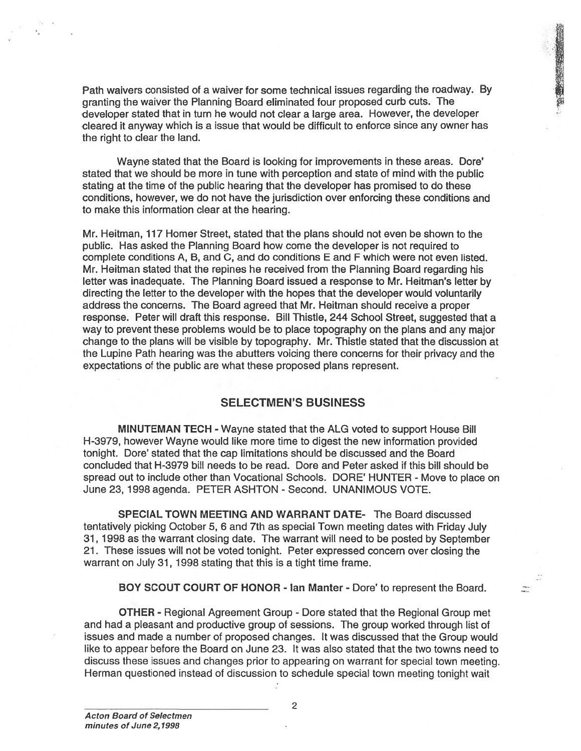Path waivers consisted of a waiver for some technical issues regarding the roadway. By granting the waiver the Planning Board eliminated four proposed curb cuts. The developer stated that in turn he would not clear a large area. However, the developer cleared it anyway which is a issue that would be difficult to enforce since any owner has the right to clear the land.

Wayne stated that the Board is looking for improvements in these areas. Dore' stated that we should be more in tune with perception and state of mind with the public stating at the time of the public hearing that the developer has promised to do these conditions, however, we do not have the jurisdiction over enforcing these conditions and to make this information clear at the hearing.

Mr. Heitman, 117 Homer Street, stated that the plans should not even be shown to the public. Has asked the Planning Board how come the developer is not required to complete conditions A, B, and C, and do conditions E and F which were not even listed. Mr. Heitman stated that the repines he received from the Planning Board regarding his letter was inadequate. The Planning Board issued a response to Mr. Heitman's letter by directing the letter to the developer with the hopes that the developer would voluntarily address the concerns. The Board agreed that Mr. Heitman should receive a proper response. Peter will draft this response. Bill Thistle, 244 School Street, suggested that a way to prevent these problems would be to place topography on the plans and any major change to the plans will be visible by topography. Mr. Thistle stated that the discussion at the Lupine Path hearing was the abutters voicing there concerns for their privacy and the expectations of the public are what these proposed plans represent.

## SELECTMEN'S BUSINESS

**MINUTEMAN TECH** - Wayne stated that the ALG voted to support House Bill H-3979, however Wayne would like more time to digest the new information provided tonight. Dore' stated that the cap limitations should be discussed and the Board concluded that H-3979 bill needs to be read. Dore and Peter asked if this bill should be spread out to include other than Vocational Schools. DORE' HUNTER - Move to place on June 23, 1998 agenda. PETER ASHTON - Second. UNANIMOUS VOTE.

**SPECIAL TOWN MEETING AND WARRANT DATE-** The Board discussed tentatively picking October 5, 6 and 7th as special Town meeting dates with Friday July 31, 1998 as the warrant closing date. The warrant will need to be posted by September 21. These issues will not be voted tonight. Peter expressed concern over closing the warrant on July 31, 1998 stating that this is a tight time frame.

**BOY SCOUT COURT OF HONOR - Ian Manter** - Dore' to represent the Board.

**OTHER** - Regional Agreement Group - Dore stated that the Regional Group met and had a pleasant and productive group of sessions. The group worked through list of issues and made a number of proposed changes. It was discussed that the Group would like to appear before the Board on June 23. It was also stated that the two towns need to discuss these issues and changes prior to appearing on warrant for special town meeting. Herman questioned instead of discussion to schedule special town meeting tonight wait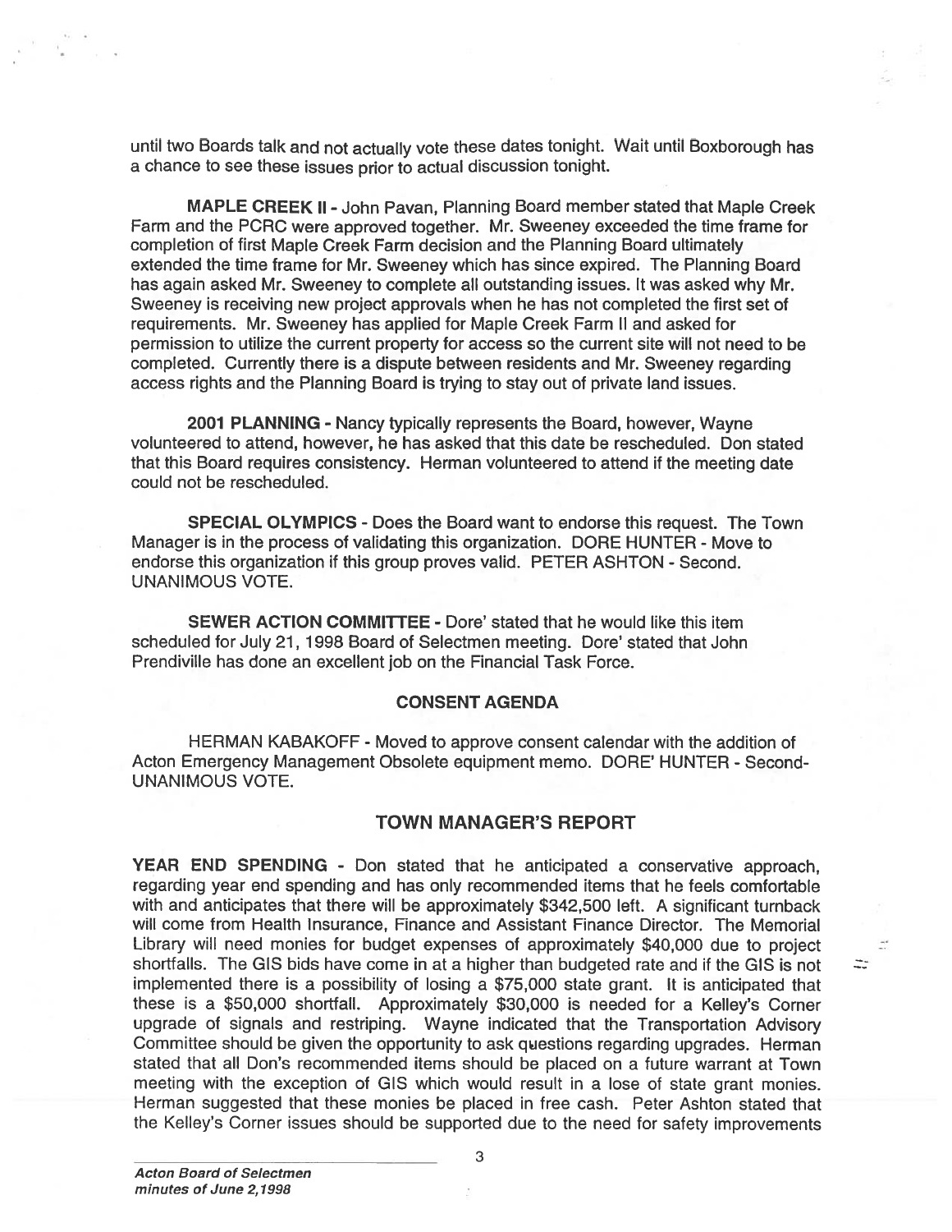until two Boards talk and not actually vote these dates tonight. Wait until Boxborough has a chance to see these issues prior to actual discussion tonight.

**MAPLE CREEK II** - John Pavan, Planning Board member stated that Maple Creek Farm and the PCRC were approved together. Mr. Sweeney exceeded the time frame for completion of first Maple Creek Farm decision and the Planning Board ultimately extended the time frame for Mr. Sweeney which has since expired. The Planning Board has again asked Mr. Sweeney to complete all outstanding issues. It was asked why Mr. Sweeney is receiving new project approvals when he has not completed the first set of requirements. Mr. Sweeney has applied for Maple Creek Farm II and asked for permission to utilize the current property for access so the current site will not need to be completed. Currently there is a dispute between residents and Mr. Sweeney regarding access rights and the Planning Board is trying to stay out of private land issues.

**2001 PLANNING** - Nancy typically represents the Board, however, Wayne volunteered to attend, however, he has asked that this date be rescheduled. Don stated that this Board requires consistency. Herman volunteered to attend if the meeting date could not be rescheduled.

**SPECIAL OLYMPICS** - Does the Board want to endorse this request. The Town Manager is in the process of validating this organization. DORE HUNTER - Move to endorse this organization if this group proves valid. PETER ASHTON - Second. UNANIMOUS VOTE.

**SEWER ACTION COMMITTEE** - Dore' stated that he would like this item scheduled for July 21, 1998 Board of Selectmen meeting. Dore' stated that John Prendiville has done an excellent job on the Financial Task Force.

## CONSENT AGENDA

HERMAN KABAKOFF - Moved to approve consent calendar with the addition of Acton Emergency Management Obsolete equipment memo. DORE' HUNTER - Second- UNANIMOUS VOTE.

## TOWN MANAGER'S REPORT

**YEAR END SPENDING** - Don stated that he anticipated a conservative approach, regarding year end spending and has only recommended items that he feels comfortable with and anticipates that there will be approximately $342,500 left. A significant turnback will come from Health Insurance, Finance and Assistant Finance Director. The Memorial Library will need monies for budget expenses of approximately $40,000 due to project shortfalls. The GIS bids have come in at a higher than budgeted rate and if the GIS is not implemented there is a possibility of losing a $75,000 state grant. It is anticipated that these is a $50,000 shortfall. Approximately $30,000 is needed for a Kelley's Corner upgrade of signals and restriping. Wayne indicated that the Transportation Advisory Committee should be given the opportunity to ask questions regarding upgrades. Herman stated that all Don's recommended items should be placed on a future warrant at Town meeting with the exception of GIS which would result in a lose of state grant monies. Herman suggested that these monies be placed in free cash. Peter Ashton stated that the Kelley's Corner issues should be supported due to the need for safety improvements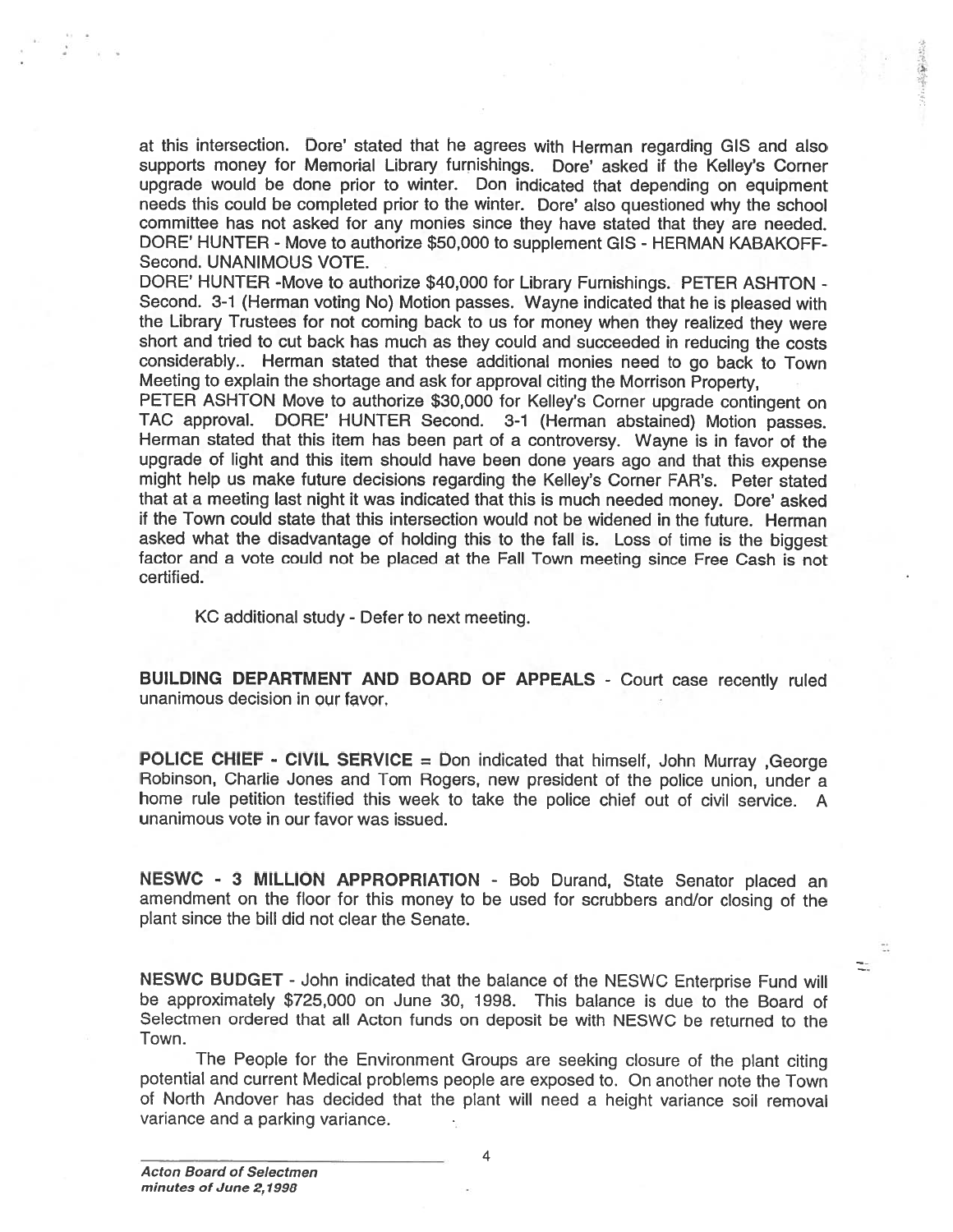at this intersection. Dore' stated that he agrees with Herman regarding GIS and also supports money for Memorial Library furnishings. Dore' asked if the Kelley's Corner upgrade would be done prior to winter. Don indicated that depending on equipment needs this could be completed prior to the winter. Dore' also questioned why the school committee has not asked for any monies since they have stated that they are needed. DORE' HUNTER - Move to authorize $50,000 to supplement GIS - HERMAN KABAKOFF-Second. UNANIMOUS VOTE.

DORE' HUNTER -Move to authorize $40,000 for Library Furnishings. PETER ASHTON - Second. 3-1 (Herman voting No) Motion passes. Wayne indicated that he is pleased with the Library Trustees for not coming back to us for money when they realized they were short and tried to cut back has much as they could and succeeded in reducing the costs considerably.. Herman stated that these additional monies need to go back to Town Meeting to explain the shortage and ask for approval citing the Morrison Property,

PETER ASHTON Move to authorize $30,000 for Kelley's Corner upgrade contingent on TAC approval. DORE' HUNTER Second. 3-1 (Herman abstained) Motion passes. Herman stated that this item has been part of a controversy. Wayne is in favor of the upgrade of light and this item should have been done years ago and that this expense might help us make future decisions regarding the Kelley's Corner FAR's. Peter stated that at a meeting last night it was indicated that this is much needed money. Dore' asked if the Town could state that this intersection would not be widened in the future. Herman asked what the disadvantage of holding this to the fall is. Loss of time is the biggest factor and a vote could not be placed at the Fall Town meeting since Free Cash is not certified.

KC additional study - Defer to next meeting.

**BUILDING DEPARTMENT AND BOARD OF APPEALS** - Court case recently ruled unanimous decision in our favor.

**POLICE CHIEF - CIVIL SERVICE** = Don indicated that himself, John Murray ,George Robinson, Charlie Jones and Tom Rogers, new president of the police union, under a home rule petition testified this week to take the police chief out of civil service. A unanimous vote in our favor was issued.

**NESWC - 3 MILLION APPROPRIATION** - Bob Durand, State Senator placed an amendment on the floor for this money to be used for scrubbers and/or closing of the plant since the bill did not clear the Senate.

**NESWC BUDGET** - John indicated that the balance of the NESWC Enterprise Fund will be approximately $725,000 on June 30, 1998. This balance is due to the Board of Selectmen ordered that all Acton funds on deposit be with NESWC be returned to the Town.

The People for the Environment Groups are seeking closure of the plant citing potential and current Medical problems people are exposed to. On another note the Town of North Andover has decided that the plant will need a height variance soil removal variance and a parking variance.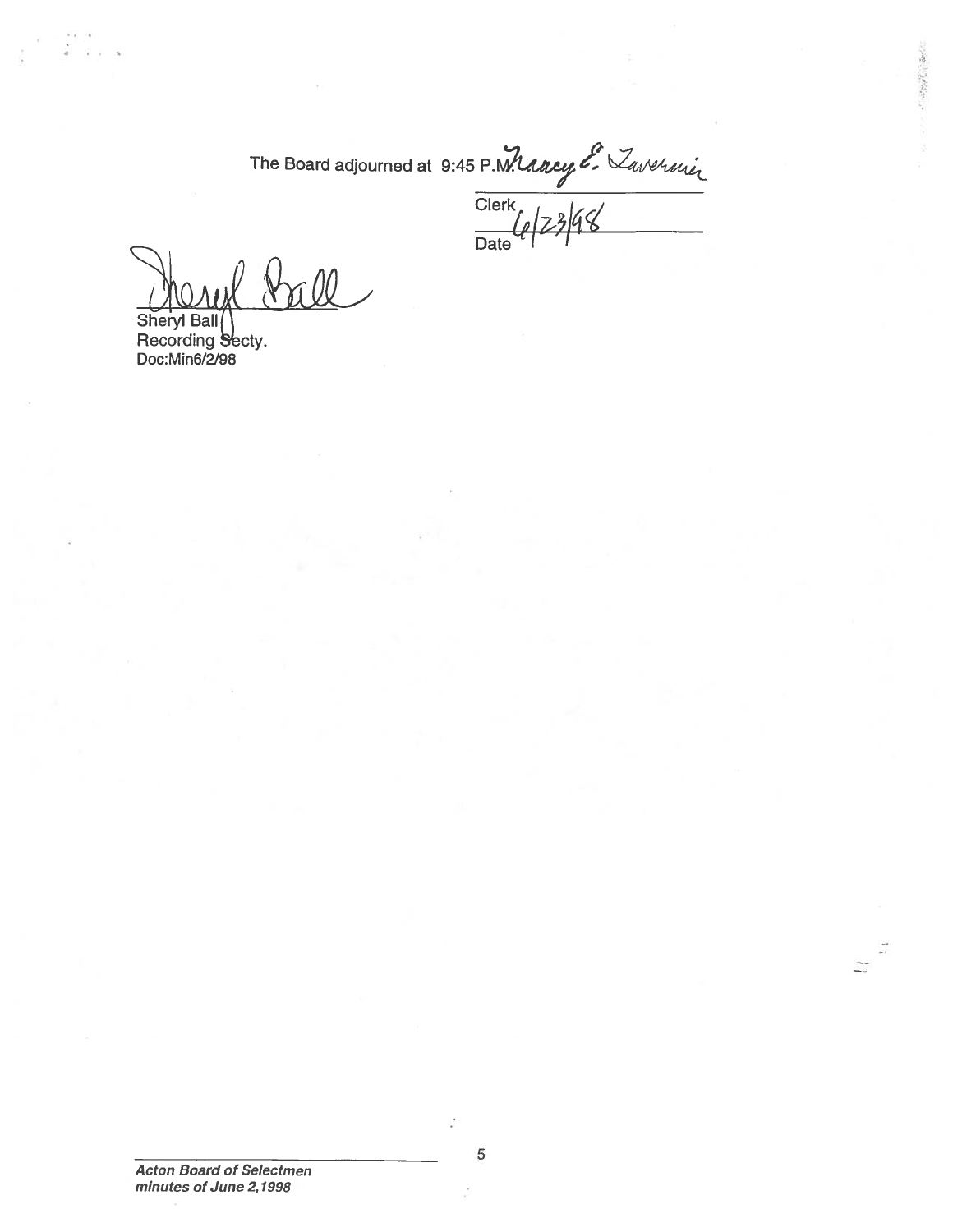The Board adjourned at 9:45 P.M. Nancy E. Tavernier

Clerk

Date 6/23/98

Sheryl Ball

Sheryl Ball
Recording Secty.
Doc:Min6/2/98

***Acton Board of Selectmen***
***minutes of June 2,1998***